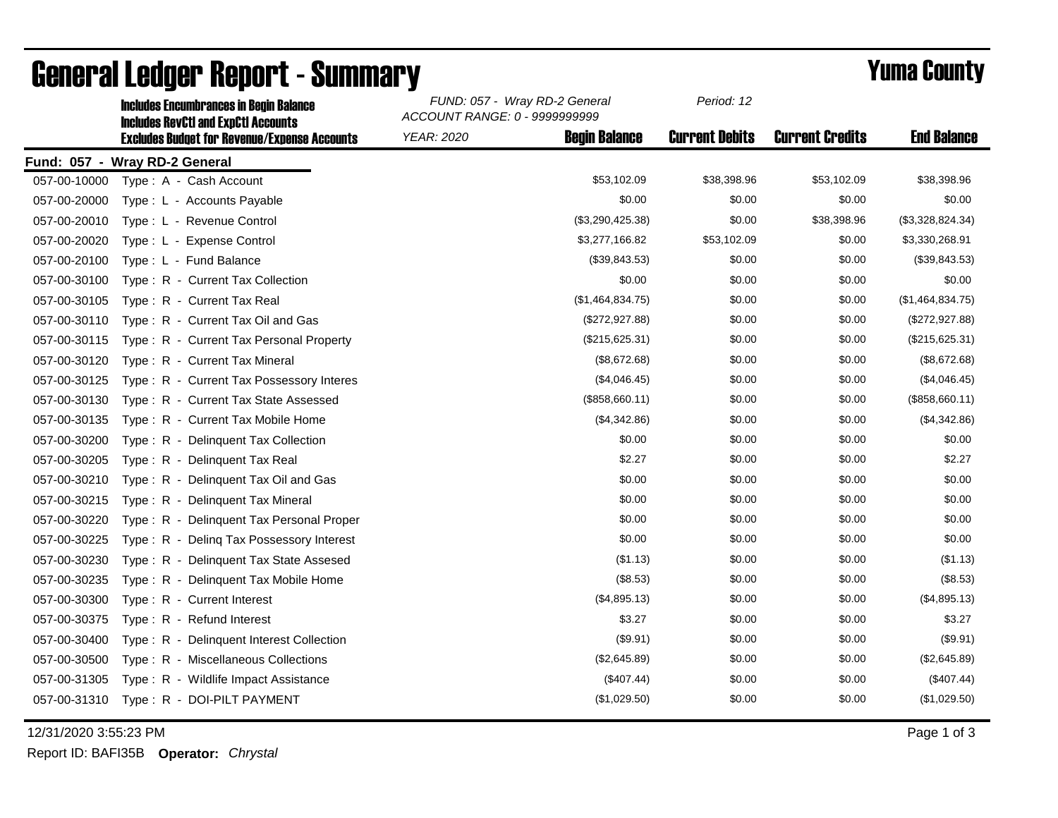# General Ledger Report - Summary

## Yuma County

**Includes Encumbrances in Begin Balance**
**Includes RevCtl and ExpCtl Accounts**
**Excludes Budget for Revenue/Expense Accounts**

*FUND: 057 - Wray RD-2 General*
*ACCOUNT RANGE: 0 - 9999999999*
*YEAR: 2020*
*Period: 12*

**Fund: 057 - Wray RD-2 General**

| Account | Description | Begin Balance | Current Debits | Current Credits | End Balance |
|---|---|---|---|---|---|
| 057-00-10000 | Type : A - Cash Account | $53,102.09 | $38,398.96 | $53,102.09 | $38,398.96 |
| 057-00-20000 | Type : L - Accounts Payable | $0.00 | $0.00 | $0.00 | $0.00 |
| 057-00-20010 | Type : L - Revenue Control | ($3,290,425.38) | $0.00 | $38,398.96 | ($3,328,824.34) |
| 057-00-20020 | Type : L - Expense Control | $3,277,166.82 | $53,102.09 | $0.00 | $3,330,268.91 |
| 057-00-20100 | Type : L - Fund Balance | ($39,843.53) | $0.00 | $0.00 | ($39,843.53) |
| 057-00-30100 | Type : R - Current Tax Collection | $0.00 | $0.00 | $0.00 | $0.00 |
| 057-00-30105 | Type : R - Current Tax Real | ($1,464,834.75) | $0.00 | $0.00 | ($1,464,834.75) |
| 057-00-30110 | Type : R - Current Tax Oil and Gas | ($272,927.88) | $0.00 | $0.00 | ($272,927.88) |
| 057-00-30115 | Type : R - Current Tax Personal Property | ($215,625.31) | $0.00 | $0.00 | ($215,625.31) |
| 057-00-30120 | Type : R - Current Tax Mineral | ($8,672.68) | $0.00 | $0.00 | ($8,672.68) |
| 057-00-30125 | Type : R - Current Tax Possessory Interes | ($4,046.45) | $0.00 | $0.00 | ($4,046.45) |
| 057-00-30130 | Type : R - Current Tax State Assessed | ($858,660.11) | $0.00 | $0.00 | ($858,660.11) |
| 057-00-30135 | Type : R - Current Tax Mobile Home | ($4,342.86) | $0.00 | $0.00 | ($4,342.86) |
| 057-00-30200 | Type : R - Delinquent Tax Collection | $0.00 | $0.00 | $0.00 | $0.00 |
| 057-00-30205 | Type : R - Delinquent Tax Real | $2.27 | $0.00 | $0.00 | $2.27 |
| 057-00-30210 | Type : R - Delinquent Tax Oil and Gas | $0.00 | $0.00 | $0.00 | $0.00 |
| 057-00-30215 | Type : R - Delinquent Tax Mineral | $0.00 | $0.00 | $0.00 | $0.00 |
| 057-00-30220 | Type : R - Delinquent Tax Personal Proper | $0.00 | $0.00 | $0.00 | $0.00 |
| 057-00-30225 | Type : R - Delinq Tax Possessory Interest | $0.00 | $0.00 | $0.00 | $0.00 |
| 057-00-30230 | Type : R - Delinquent Tax State Assesed | ($1.13) | $0.00 | $0.00 | ($1.13) |
| 057-00-30235 | Type : R - Delinquent Tax Mobile Home | ($8.53) | $0.00 | $0.00 | ($8.53) |
| 057-00-30300 | Type : R - Current Interest | ($4,895.13) | $0.00 | $0.00 | ($4,895.13) |
| 057-00-30375 | Type : R - Refund Interest | $3.27 | $0.00 | $0.00 | $3.27 |
| 057-00-30400 | Type : R - Delinquent Interest Collection | ($9.91) | $0.00 | $0.00 | ($9.91) |
| 057-00-30500 | Type : R - Miscellaneous Collections | ($2,645.89) | $0.00 | $0.00 | ($2,645.89) |
| 057-00-31305 | Type : R - Wildlife Impact Assistance | ($407.44) | $0.00 | $0.00 | ($407.44) |
| 057-00-31310 | Type : R - DOI-PILT PAYMENT | ($1,029.50) | $0.00 | $0.00 | ($1,029.50) |

12/31/2020 3:55:23 PM

Report ID: BAFI35B **Operator:** *Chrystal*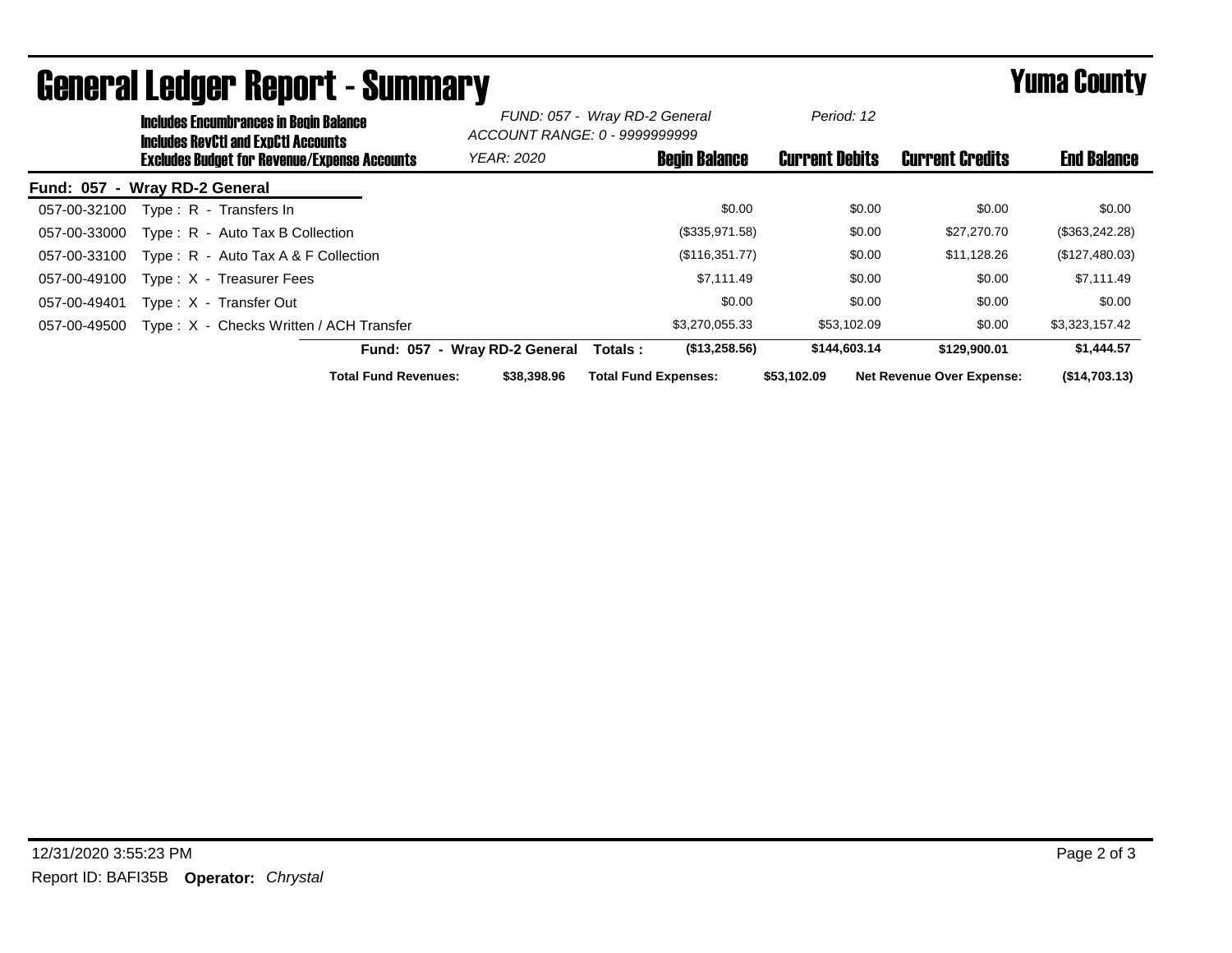# General Ledger Report - Summary

## Yuma County

**Includes Encumbrances in Begin Balance**
**Includes RevCtl and ExpCtl Accounts**
**Excludes Budget for Revenue/Expense Accounts**

*FUND: 057 - Wray RD-2 General*
*ACCOUNT RANGE: 0 - 9999999999*
*YEAR: 2020*
*Period: 12*

**Fund: 057 - Wray RD-2 General**

| Account | Description | Begin Balance | Current Debits | Current Credits | End Balance |
|---|---|---|---|---|---|
| 057-00-32100 | Type : R - Transfers In | $0.00 | $0.00 | $0.00 | $0.00 |
| 057-00-33000 | Type : R - Auto Tax B Collection | ($335,971.58) | $0.00 | $27,270.70 | ($363,242.28) |
| 057-00-33100 | Type : R - Auto Tax A & F Collection | ($116,351.77) | $0.00 | $11,128.26 | ($127,480.03) |
| 057-00-49100 | Type : X - Treasurer Fees | $7,111.49 | $0.00 | $0.00 | $7,111.49 |
| 057-00-49401 | Type : X - Transfer Out | $0.00 | $0.00 | $0.00 | $0.00 |
| 057-00-49500 | Type : X - Checks Written / ACH Transfer | $3,270,055.33 | $53,102.09 | $0.00 | $3,323,157.42 |
| | **Fund: 057 - Wray RD-2 General Totals :** | **($13,258.56)** | **$144,603.14** | **$129,900.01** | **$1,444.57** |

**Total Fund Revenues:** **$38,398.96** **Total Fund Expenses:** **$53,102.09** **Net Revenue Over Expense:** **($14,703.13)**

12/31/2020 3:55:23 PM

Report ID: BAFI35B **Operator:** *Chrystal*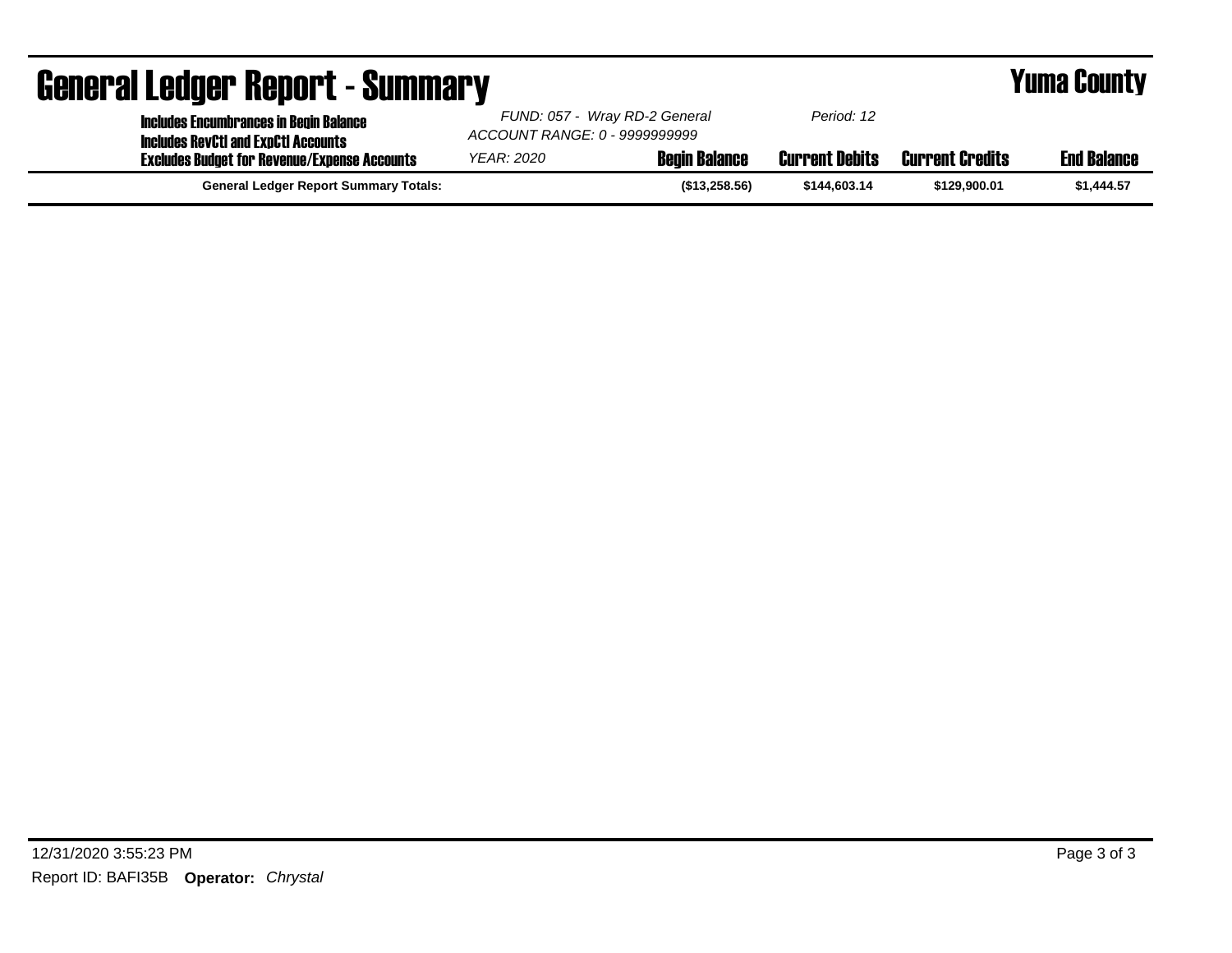# General Ledger Report - Summary

**Yuma County**

**Includes Encumbrances in Begin Balance**
**Includes RevCtl and ExpCtl Accounts**
**Excludes Budget for Revenue/Expense Accounts**

*FUND: 057 - Wray RD-2 General*
*ACCOUNT RANGE: 0 - 9999999999*
*YEAR: 2020*
*Period: 12*

| | Begin Balance | Current Debits | Current Credits | End Balance |
|---|---|---|---|---|
| **General Ledger Report Summary Totals:** | **($13,258.56)** | **$144,603.14** | **$129,900.01** | **$1,444.57** |

12/31/2020 3:55:23 PM

Report ID: BAFI35B **Operator:** *Chrystal*